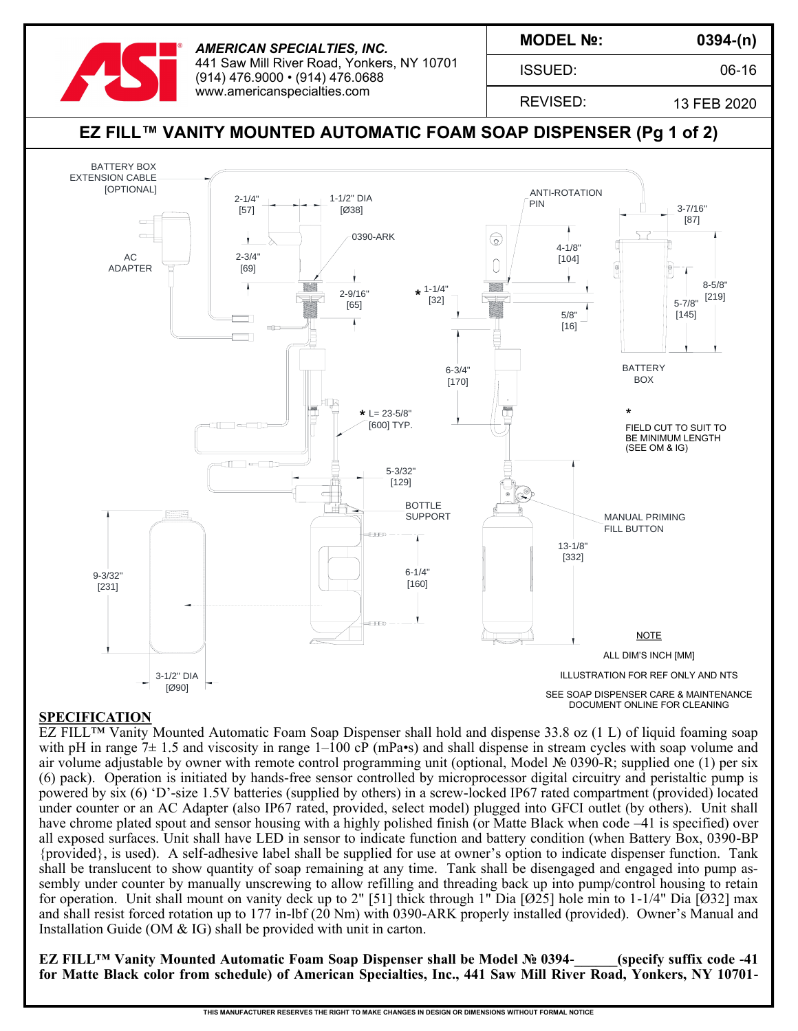**AMERICAN SPECIALTIES, INC.**
441 Saw Mill River Road, Yonkers, NY 10701
(914) 476.9000 • (914) 476.0688
www.americanspecialties.com

| MODEL №: | 0394-(n) |
|---|---|
| ISSUED: | 06-16 |
| REVISED: | 13 FEB 2020 |

# EZ FILL™ VANITY MOUNTED AUTOMATIC FOAM SOAP DISPENSER (Pg 1 of 2)

BATTERY BOX EXTENSION CABLE [OPTIONAL]

AC ADAPTER

2-1/4" [57]

1-1/2" DIA [Ø38]

0390-ARK

2-3/4" [69]

2-9/16" [65]

* 1-1/4" [32]

ANTI-ROTATION PIN

4-1/8" [104]

5/8" [16]

6-3/4" [170]

3-7/16" [87]

8-5/8" [219]

5-7/8" [145]

BATTERY BOX

* L= 23-5/8" [600] TYP.

* FIELD CUT TO SUIT TO BE MINIMUM LENGTH (SEE OM & IG)

5-3/32" [129]

BOTTLE SUPPORT

MANUAL PRIMING FILL BUTTON

13-1/8" [332]

9-3/32" [231]

6-1/4" [160]

3-1/2" DIA [Ø90]

NOTE

ALL DIM'S INCH [MM]

ILLUSTRATION FOR REF ONLY AND NTS

SEE SOAP DISPENSER CARE & MAINTENANCE DOCUMENT ONLINE FOR CLEANING

## SPECIFICATION

EZ FILL™ Vanity Mounted Automatic Foam Soap Dispenser shall hold and dispense 33.8 oz (1 L) of liquid foaming soap with pH in range 7± 1.5 and viscosity in range 1–100 cP (mPa•s) and shall dispense in stream cycles with soap volume and air volume adjustable by owner with remote control programming unit (optional, Model № 0390-R; supplied one (1) per six (6) pack). Operation is initiated by hands-free sensor controlled by microprocessor digital circuitry and peristaltic pump is powered by six (6) 'D'-size 1.5V batteries (supplied by others) in a screw-locked IP67 rated compartment (provided) located under counter or an AC Adapter (also IP67 rated, provided, select model) plugged into GFCI outlet (by others). Unit shall have chrome plated spout and sensor housing with a highly polished finish (or Matte Black when code –41 is specified) over all exposed surfaces. Unit shall have LED in sensor to indicate function and battery condition (when Battery Box, 0390-BP {provided}, is used). A self-adhesive label shall be supplied for use at owner's option to indicate dispenser function. Tank shall be translucent to show quantity of soap remaining at any time. Tank shall be disengaged and engaged into pump assembly under counter by manually unscrewing to allow refilling and threading back up into pump/control housing to retain for operation. Unit shall mount on vanity deck up to 2" [51] thick through 1" Dia [Ø25] hole min to 1-1/4" Dia [Ø32] max and shall resist forced rotation up to 177 in-lbf (20 Nm) with 0390-ARK properly installed (provided). Owner's Manual and Installation Guide (OM & IG) shall be provided with unit in carton.

**EZ FILL™ Vanity Mounted Automatic Foam Soap Dispenser shall be Model № 0394-______(specify suffix code -41 for Matte Black color from schedule) of American Specialties, Inc., 441 Saw Mill River Road, Yonkers, NY 10701-**

THIS MANUFACTURER RESERVES THE RIGHT TO MAKE CHANGES IN DESIGN OR DIMENSIONS WITHOUT FORMAL NOTICE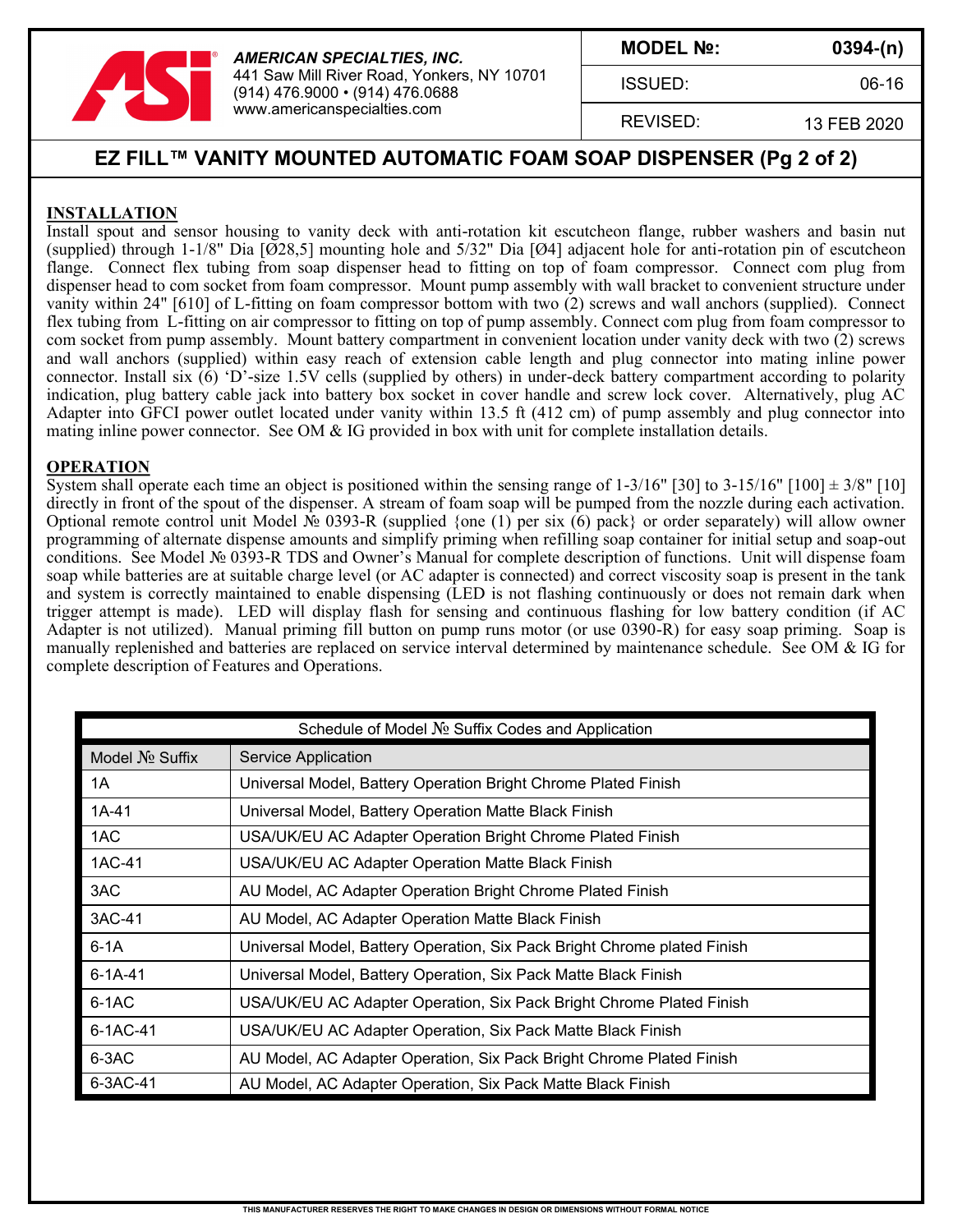**AMERICAN SPECIALTIES, INC.**
441 Saw Mill River Road, Yonkers, NY 10701
(914) 476.9000 • (914) 476.0688
www.americanspecialties.com

| MODEL №: | 0394-(n) |
|---|---|
| ISSUED: | 06-16 |
| REVISED: | 13 FEB 2020 |

# EZ FILL™ VANITY MOUNTED AUTOMATIC FOAM SOAP DISPENSER (Pg 2 of 2)

## INSTALLATION

Install spout and sensor housing to vanity deck with anti-rotation kit escutcheon flange, rubber washers and basin nut (supplied) through 1-1/8" Dia [Ø28,5] mounting hole and 5/32" Dia [Ø4] adjacent hole for anti-rotation pin of escutcheon flange. Connect flex tubing from soap dispenser head to fitting on top of foam compressor. Connect com plug from dispenser head to com socket from foam compressor. Mount pump assembly with wall bracket to convenient structure under vanity within 24" [610] of L-fitting on foam compressor bottom with two (2) screws and wall anchors (supplied). Connect flex tubing from L-fitting on air compressor to fitting on top of pump assembly. Connect com plug from foam compressor to com socket from pump assembly. Mount battery compartment in convenient location under vanity deck with two (2) screws and wall anchors (supplied) within easy reach of extension cable length and plug connector into mating inline power connector. Install six (6) 'D'-size 1.5V cells (supplied by others) in under-deck battery compartment according to polarity indication, plug battery cable jack into battery box socket in cover handle and screw lock cover. Alternatively, plug AC Adapter into GFCI power outlet located under vanity within 13.5 ft (412 cm) of pump assembly and plug connector into mating inline power connector. See OM & IG provided in box with unit for complete installation details.

## OPERATION

System shall operate each time an object is positioned within the sensing range of 1-3/16" [30] to 3-15/16" [100] ± 3/8" [10] directly in front of the spout of the dispenser. A stream of foam soap will be pumped from the nozzle during each activation. Optional remote control unit Model № 0393-R (supplied {one (1) per six (6) pack} or order separately) will allow owner programming of alternate dispense amounts and simplify priming when refilling soap container for initial setup and soap-out conditions. See Model № 0393-R TDS and Owner's Manual for complete description of functions. Unit will dispense foam soap while batteries are at suitable charge level (or AC adapter is connected) and correct viscosity soap is present in the tank and system is correctly maintained to enable dispensing (LED is not flashing continuously or does not remain dark when trigger attempt is made). LED will display flash for sensing and continuous flashing for low battery condition (if AC Adapter is not utilized). Manual priming fill button on pump runs motor (or use 0390-R) for easy soap priming. Soap is manually replenished and batteries are replaced on service interval determined by maintenance schedule. See OM & IG for complete description of Features and Operations.

Schedule of Model № Suffix Codes and Application

| Model № Suffix | Service Application |
|---|---|
| 1A | Universal Model, Battery Operation Bright Chrome Plated Finish |
| 1A-41 | Universal Model, Battery Operation Matte Black Finish |
| 1AC | USA/UK/EU AC Adapter Operation Bright Chrome Plated Finish |
| 1AC-41 | USA/UK/EU AC Adapter Operation Matte Black Finish |
| 3AC | AU Model, AC Adapter Operation Bright Chrome Plated Finish |
| 3AC-41 | AU Model, AC Adapter Operation Matte Black Finish |
| 6-1A | Universal Model, Battery Operation, Six Pack Bright Chrome plated Finish |
| 6-1A-41 | Universal Model, Battery Operation, Six Pack Matte Black Finish |
| 6-1AC | USA/UK/EU AC Adapter Operation, Six Pack Bright Chrome Plated Finish |
| 6-1AC-41 | USA/UK/EU AC Adapter Operation, Six Pack Matte Black Finish |
| 6-3AC | AU Model, AC Adapter Operation, Six Pack Bright Chrome Plated Finish |
| 6-3AC-41 | AU Model, AC Adapter Operation, Six Pack Matte Black Finish |

THIS MANUFACTURER RESERVES THE RIGHT TO MAKE CHANGES IN DESIGN OR DIMENSIONS WITHOUT FORMAL NOTICE